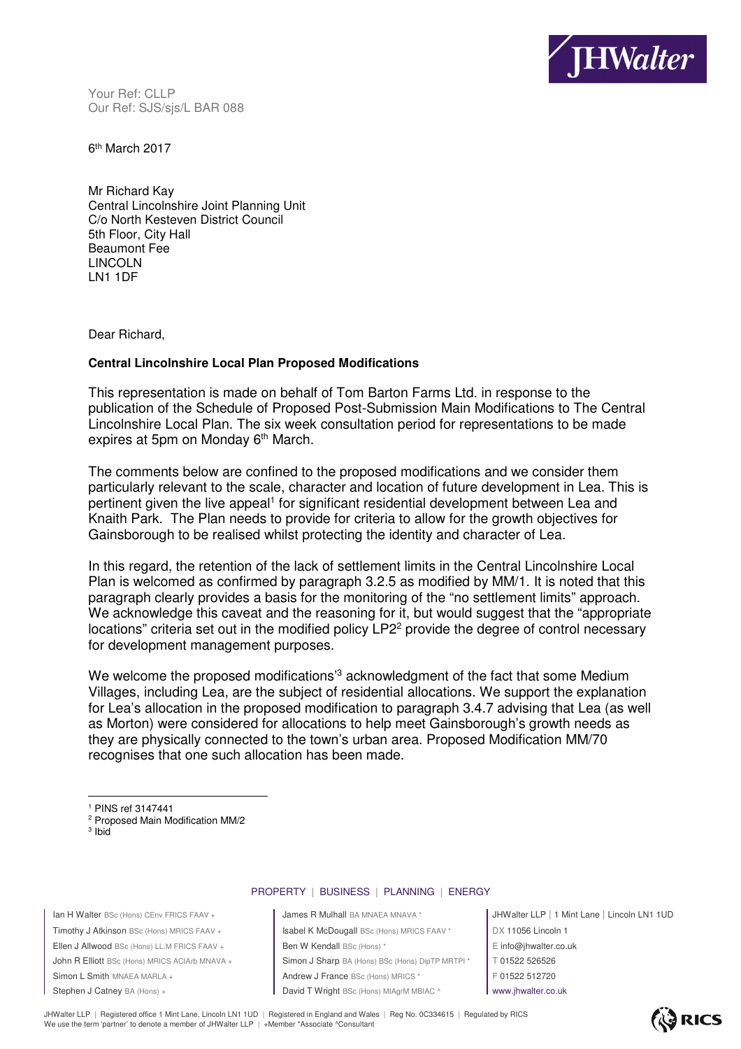Your Ref: CLLP
Our Ref: SJS/sjs/L BAR 088

6th March 2017

Mr Richard Kay
Central Lincolnshire Joint Planning Unit
C/o North Kesteven District Council
5th Floor, City Hall
Beaumont Fee
LINCOLN
LN1 1DF

Dear Richard,

**Central Lincolnshire Local Plan Proposed Modifications**

This representation is made on behalf of Tom Barton Farms Ltd. in response to the publication of the Schedule of Proposed Post-Submission Main Modifications to The Central Lincolnshire Local Plan. The six week consultation period for representations to be made expires at 5pm on Monday 6th March.

The comments below are confined to the proposed modifications and we consider them particularly relevant to the scale, character and location of future development in Lea. This is pertinent given the live appeal[1] for significant residential development between Lea and Knaith Park. The Plan needs to provide for criteria to allow for the growth objectives for Gainsborough to be realised whilst protecting the identity and character of Lea.

In this regard, the retention of the lack of settlement limits in the Central Lincolnshire Local Plan is welcomed as confirmed by paragraph 3.2.5 as modified by MM/1. It is noted that this paragraph clearly provides a basis for the monitoring of the "no settlement limits" approach. We acknowledge this caveat and the reasoning for it, but would suggest that the "appropriate locations" criteria set out in the modified policy LP2[2] provide the degree of control necessary for development management purposes.

We welcome the proposed modifications'[3] acknowledgment of the fact that some Medium Villages, including Lea, are the subject of residential allocations. We support the explanation for Lea's allocation in the proposed modification to paragraph 3.4.7 advising that Lea (as well as Morton) were considered for allocations to help meet Gainsborough's growth needs as they are physically connected to the town's urban area. Proposed Modification MM/70 recognises that one such allocation has been made.

[1] PINS ref 3147441
[2] Proposed Main Modification MM/2
[3] Ibid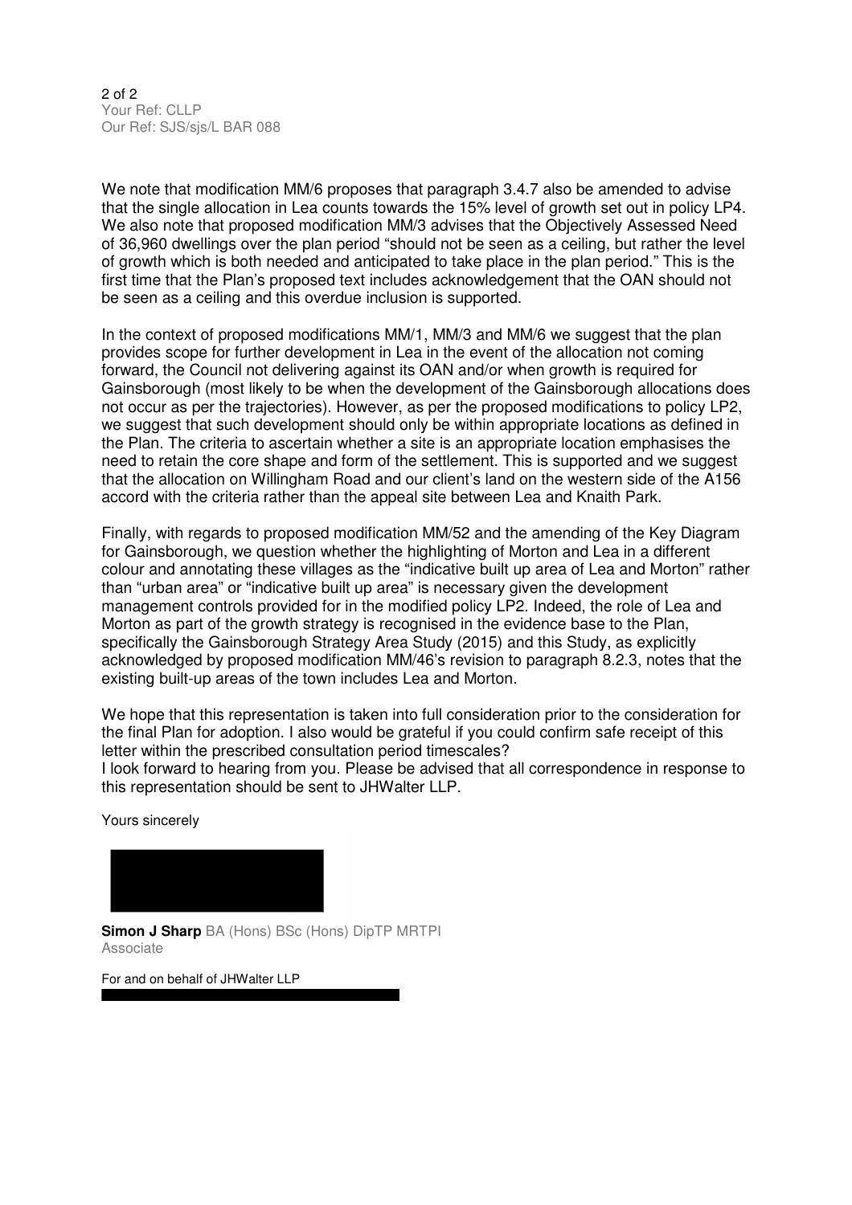Your Ref: CLLP
Our Ref: SJS/sjs/L BAR 088

We note that modification MM/6 proposes that paragraph 3.4.7 also be amended to advise that the single allocation in Lea counts towards the 15% level of growth set out in policy LP4. We also note that proposed modification MM/3 advises that the Objectively Assessed Need of 36,960 dwellings over the plan period "should not be seen as a ceiling, but rather the level of growth which is both needed and anticipated to take place in the plan period." This is the first time that the Plan's proposed text includes acknowledgement that the OAN should not be seen as a ceiling and this overdue inclusion is supported.

In the context of proposed modifications MM/1, MM/3 and MM/6 we suggest that the plan provides scope for further development in Lea in the event of the allocation not coming forward, the Council not delivering against its OAN and/or when growth is required for Gainsborough (most likely to be when the development of the Gainsborough allocations does not occur as per the trajectories). However, as per the proposed modifications to policy LP2, we suggest that such development should only be within appropriate locations as defined in the Plan. The criteria to ascertain whether a site is an appropriate location emphasises the need to retain the core shape and form of the settlement. This is supported and we suggest that the allocation on Willingham Road and our client's land on the western side of the A156 accord with the criteria rather than the appeal site between Lea and Knaith Park.

Finally, with regards to proposed modification MM/52 and the amending of the Key Diagram for Gainsborough, we question whether the highlighting of Morton and Lea in a different colour and annotating these villages as the "indicative built up area of Lea and Morton" rather than "urban area" or "indicative built up area" is necessary given the development management controls provided for in the modified policy LP2. Indeed, the role of Lea and Morton as part of the growth strategy is recognised in the evidence base to the Plan, specifically the Gainsborough Strategy Area Study (2015) and this Study, as explicitly acknowledged by proposed modification MM/46's revision to paragraph 8.2.3, notes that the existing built-up areas of the town includes Lea and Morton.

We hope that this representation is taken into full consideration prior to the consideration for the final Plan for adoption. I also would be grateful if you could confirm safe receipt of this letter within the prescribed consultation period timescales?
I look forward to hearing from you. Please be advised that all correspondence in response to this representation should be sent to JHWalter LLP.

Yours sincerely

**Simon J Sharp** BA (Hons) BSc (Hons) DipTP MRTPI
Associate

For and on behalf of JHWalter LLP